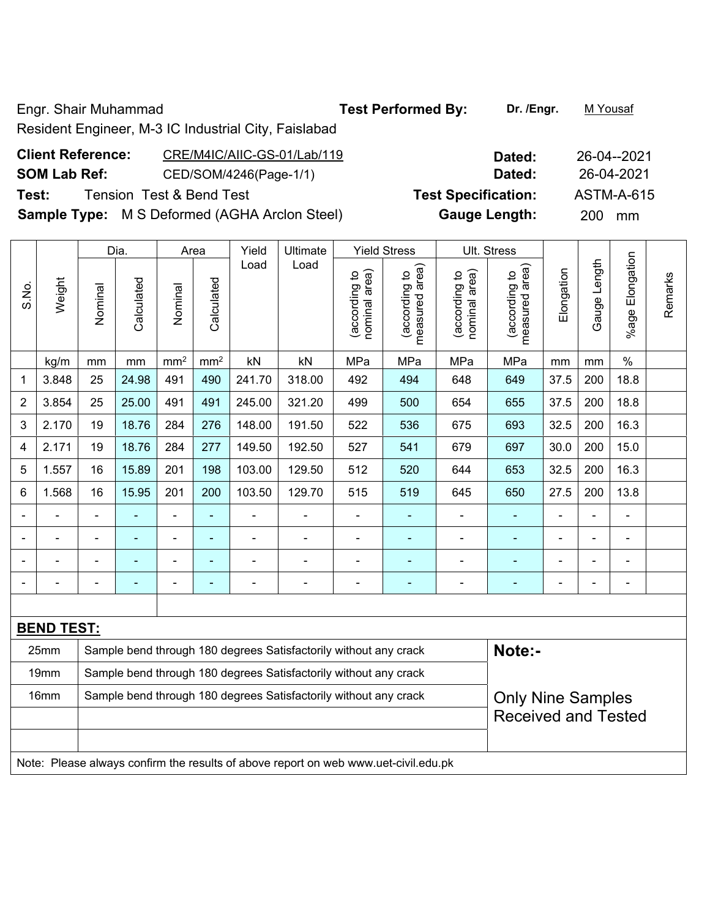Engr. Shair Muhammad

Resident Engineer, M-3 IC Industrial City, Faislabad

**Test Performed By:** **Dr. /Engr.** M Yousaf

**Client Reference:** CRE/M4IC/AIIC-GS-01/Lab/119 **Dated:** 26-04--2021

**SOM Lab Ref:** CED/SOM/4246(Page-1/1) **Dated:** 26-04-2021

**Test:** Tension Test & Bend Test **Test Specification:** ASTM-A-615

**Sample Type:** M S Deformed (AGHA Arclon Steel) **Gauge Length:** 200 mm

| S.No. | Weight | Dia. | | Area | | Yield Load | Ultimate Load | Yield Stress | | Ult. Stress | | Elongation | Gauge Length | %age Elongation | Remarks |
|---|---|---|---|---|---|---|---|---|---|---|---|---|---|---|---|
| | | Nominal | Calculated | Nominal | Calculated | | | (according to nominal area) | (according to measured area) | (according to nominal area) | (according to measured area) | | | | |
| | kg/m | mm | mm | mm² | mm² | kN | kN | MPa | MPa | MPa | MPa | mm | mm | % | |
| 1 | 3.848 | 25 | 24.98 | 491 | 490 | 241.70 | 318.00 | 492 | 494 | 648 | 649 | 37.5 | 200 | 18.8 | |
| 2 | 3.854 | 25 | 25.00 | 491 | 491 | 245.00 | 321.20 | 499 | 500 | 654 | 655 | 37.5 | 200 | 18.8 | |
| 3 | 2.170 | 19 | 18.76 | 284 | 276 | 148.00 | 191.50 | 522 | 536 | 675 | 693 | 32.5 | 200 | 16.3 | |
| 4 | 2.171 | 19 | 18.76 | 284 | 277 | 149.50 | 192.50 | 527 | 541 | 679 | 697 | 30.0 | 200 | 15.0 | |
| 5 | 1.557 | 16 | 15.89 | 201 | 198 | 103.00 | 129.50 | 512 | 520 | 644 | 653 | 32.5 | 200 | 16.3 | |
| 6 | 1.568 | 16 | 15.95 | 201 | 200 | 103.50 | 129.70 | 515 | 519 | 645 | 650 | 27.5 | 200 | 13.8 | |
| - | - | - | - | - | - | - | - | - | - | - | - | - | - | - | |
| - | - | - | - | - | - | - | - | - | - | - | - | - | - | - | |
| - | - | - | - | - | - | - | - | - | - | - | - | - | - | - | |
| - | - | - | - | - | - | - | - | - | - | - | - | - | - | - | |

**BEND TEST:**

| Size | Result |
|---|---|
| 25mm | Sample bend through 180 degrees Satisfactorily without any crack |
| 19mm | Sample bend through 180 degrees Satisfactorily without any crack |
| 16mm | Sample bend through 180 degrees Satisfactorily without any crack |

**Note:-**

Only Nine Samples Received and Tested

Note: Please always confirm the results of above report on web www.uet-civil.edu.pk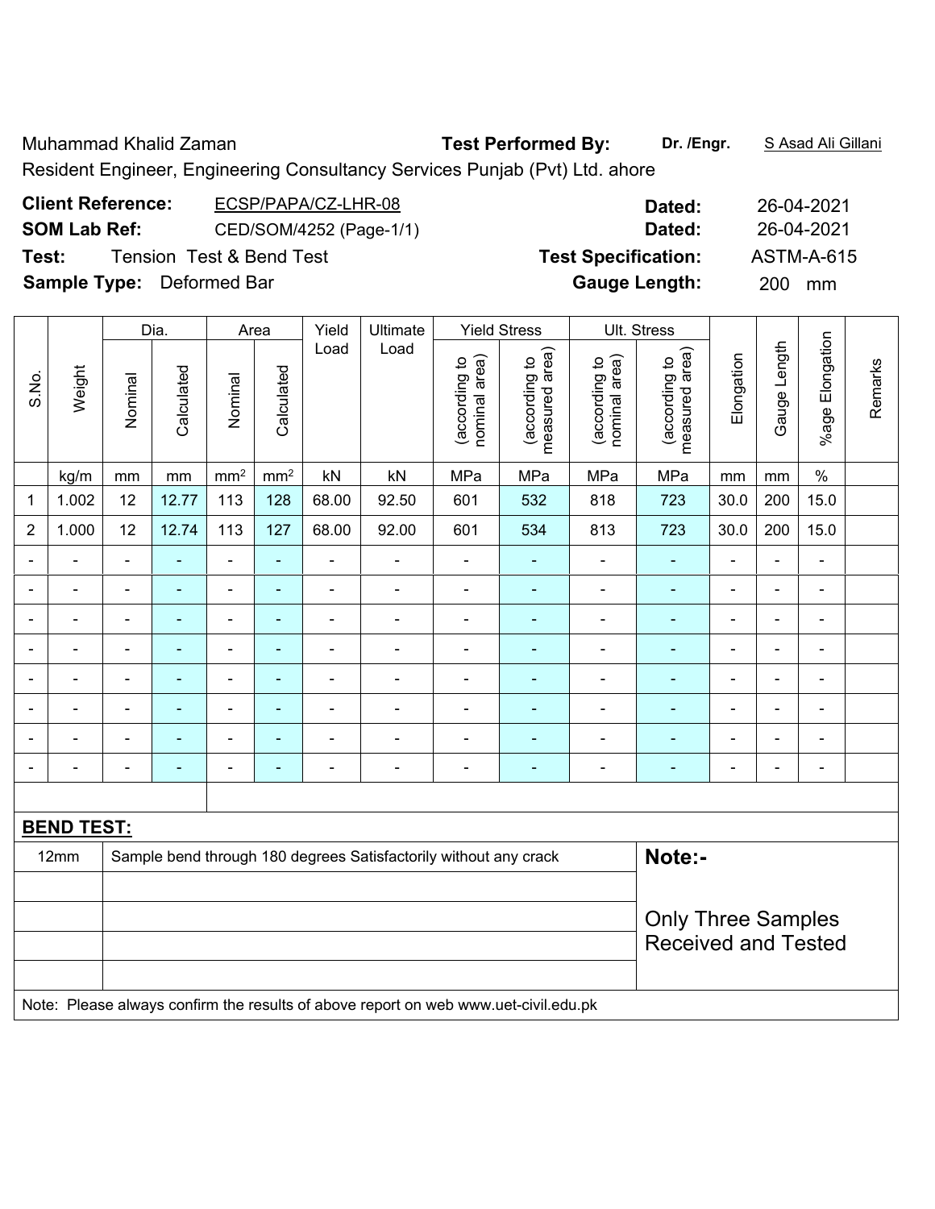Muhammad Khalid Zaman **Test Performed By:** **Dr. /Engr.** S Asad Ali Gillani

Resident Engineer, Engineering Consultancy Services Punjab (Pvt) Ltd. ahore

**Client Reference:** ECSP/PAPA/CZ-LHR-08 **Dated:** 26-04-2021

**SOM Lab Ref:** CED/SOM/4252 (Page-1/1) **Dated:** 26-04-2021

**Test:** Tension Test & Bend Test **Test Specification:** ASTM-A-615

**Sample Type:** Deformed Bar **Gauge Length:** 200 mm

| S.No. | Weight | Dia. | | Area | | Yield Load | Ultimate Load | Yield Stress | | Ult. Stress | | Elongation | Gauge Length | %age Elongation | Remarks |
|---|---|---|---|---|---|---|---|---|---|---|---|---|---|---|---|
| | | Nominal | Calculated | Nominal | Calculated | | | (according to nominal area) | (according to measured area) | (according to nominal area) | (according to measured area) | | | | |
| | kg/m | mm | mm | mm² | mm² | kN | kN | MPa | MPa | MPa | MPa | mm | mm | % | |
| 1 | 1.002 | 12 | 12.77 | 113 | 128 | 68.00 | 92.50 | 601 | 532 | 818 | 723 | 30.0 | 200 | 15.0 | |
| 2 | 1.000 | 12 | 12.74 | 113 | 127 | 68.00 | 92.00 | 601 | 534 | 813 | 723 | 30.0 | 200 | 15.0 | |
| - | - | - | - | - | - | - | - | - | - | - | - | - | - | - | |
| - | - | - | - | - | - | - | - | - | - | - | - | - | - | - | |
| - | - | - | - | - | - | - | - | - | - | - | - | - | - | - | |
| - | - | - | - | - | - | - | - | - | - | - | - | - | - | - | |
| - | - | - | - | - | - | - | - | - | - | - | - | - | - | - | |
| - | - | - | - | - | - | - | - | - | - | - | - | - | - | - | |
| - | - | - | - | - | - | - | - | - | - | - | - | - | - | - | |
| - | - | - | - | - | - | - | - | - | - | - | - | - | - | - | |

**BEND TEST:**

| | | |
|---|---|---|
| 12mm | Sample bend through 180 degrees Satisfactorily without any crack | **Note:-** |
| | | Only Three Samples Received and Tested |
| | | |
| | | |
| | | |

Note: Please always confirm the results of above report on web www.uet-civil.edu.pk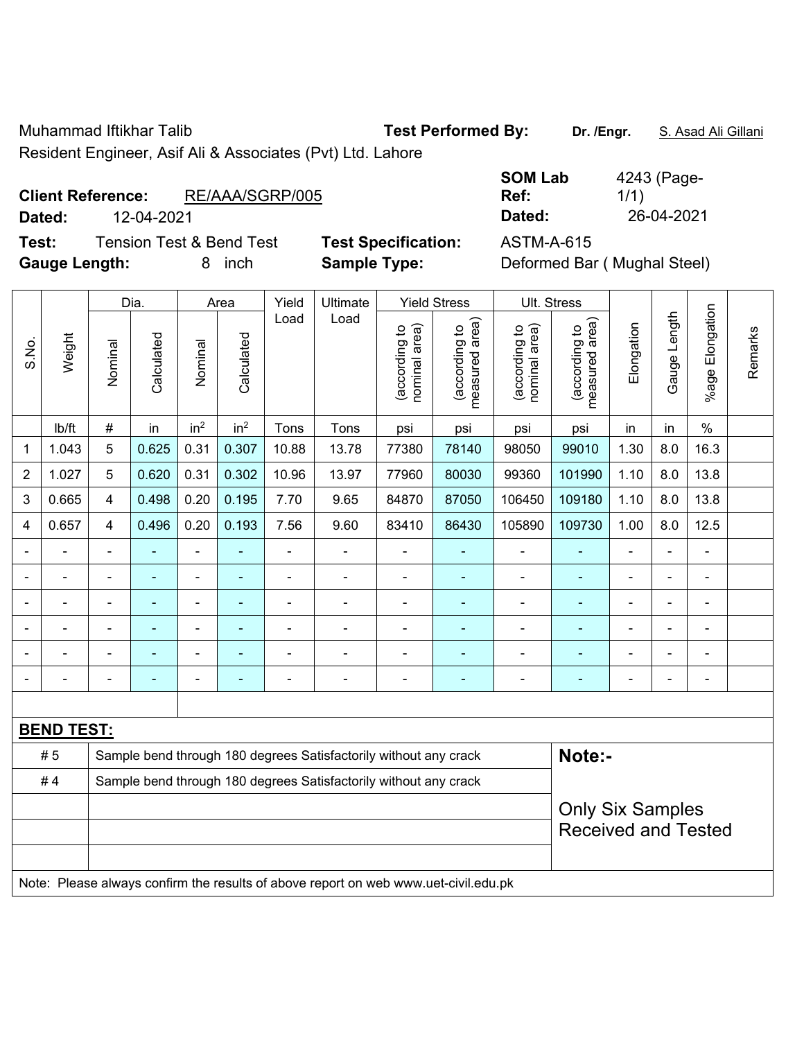Muhammad Iftikhar Talib

Resident Engineer, Asif Ali & Associates (Pvt) Ltd. Lahore

**Test Performed By:** **Dr. /Engr.** S. Asad Ali Gillani

**Client Reference:** RE/AAA/SGRP/005

**Dated:** 12-04-2021

**SOM Lab Ref:** 4243 (Page-1/1)

**Dated:** 26-04-2021

**Test:** Tension Test & Bend Test

**Test Specification:** ASTM-A-615

**Gauge Length:** 8 inch

**Sample Type:** Deformed Bar ( Mughal Steel)

| S.No. | Weight | Dia. | | Area | | Yield Load | Ultimate Load | Yield Stress | | Ult. Stress | | Elongation | Gauge Length | %age Elongation | Remarks |
|---|---|---|---|---|---|---|---|---|---|---|---|---|---|---|---|
| | | Nominal | Calculated | Nominal | Calculated | | | (according to nominal area) | (according to measured area) | (according to nominal area) | (according to measured area) | | | | |
| | lb/ft | # | in | in$^2$ | in$^2$ | Tons | Tons | psi | psi | psi | psi | in | in | % | |
| 1 | 1.043 | 5 | 0.625 | 0.31 | 0.307 | 10.88 | 13.78 | 77380 | 78140 | 98050 | 99010 | 1.30 | 8.0 | 16.3 | |
| 2 | 1.027 | 5 | 0.620 | 0.31 | 0.302 | 10.96 | 13.97 | 77960 | 80030 | 99360 | 101990 | 1.10 | 8.0 | 13.8 | |
| 3 | 0.665 | 4 | 0.498 | 0.20 | 0.195 | 7.70 | 9.65 | 84870 | 87050 | 106450 | 109180 | 1.10 | 8.0 | 13.8 | |
| 4 | 0.657 | 4 | 0.496 | 0.20 | 0.193 | 7.56 | 9.60 | 83410 | 86430 | 105890 | 109730 | 1.00 | 8.0 | 12.5 | |
| - | - | - | - | - | - | - | - | - | - | - | - | - | - | - | |
| - | - | - | - | - | - | - | - | - | - | - | - | - | - | - | |
| - | - | - | - | - | - | - | - | - | - | - | - | - | - | - | |
| - | - | - | - | - | - | - | - | - | - | - | - | - | - | - | |
| - | - | - | - | - | - | - | - | - | - | - | - | - | - | - | |
| - | - | - | - | - | - | - | - | - | - | - | - | - | - | - | |

**BEND TEST:**

| | |
|---|---|
| # 5 | Sample bend through 180 degrees Satisfactorily without any crack |
| # 4 | Sample bend through 180 degrees Satisfactorily without any crack |

**Note:-**

Only Six Samples Received and Tested

Note: Please always confirm the results of above report on web www.uet-civil.edu.pk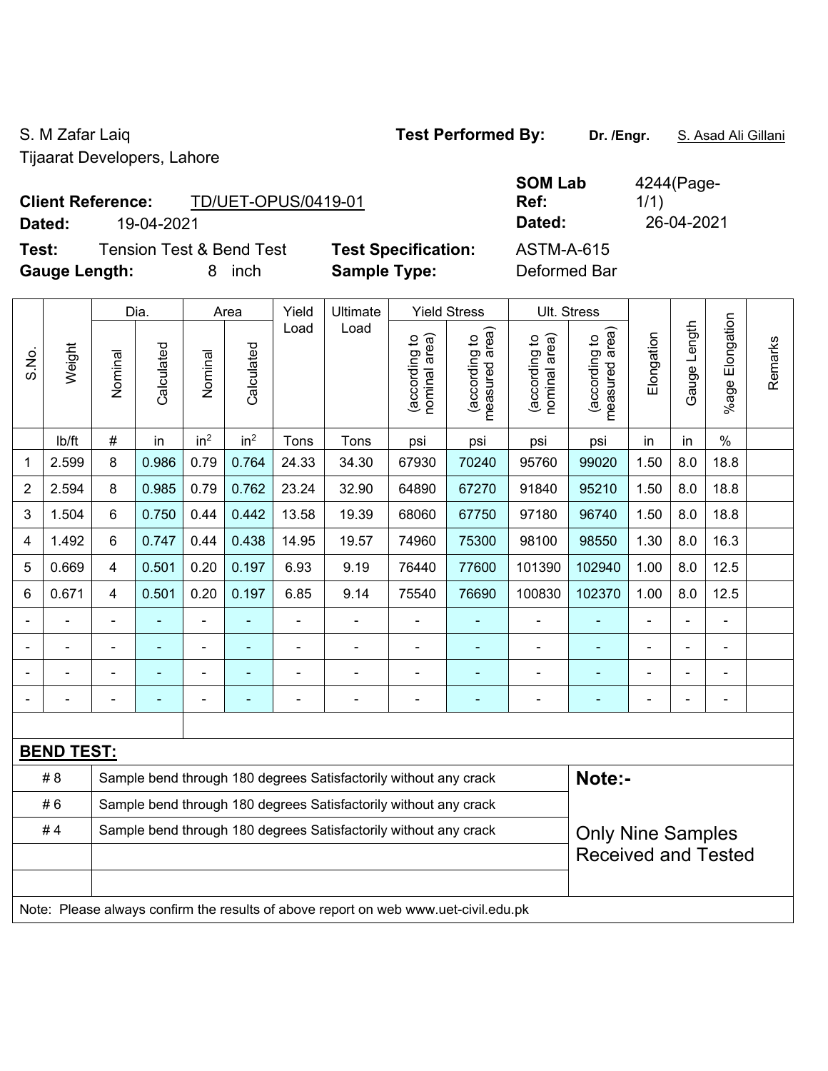S. M Zafar Laiq
Tijaarat Developers, Lahore

**Test Performed By:** **Dr. /Engr.** S. Asad Ali Gillani

**Client Reference:** TD/UET-OPUS/0419-01
**Dated:** 19-04-2021

**SOM Lab Ref:** 4244(Page-1/1)
**Dated:** 26-04-2021

**Test:** Tension Test & Bend Test
**Gauge Length:** 8 inch

**Test Specification:** ASTM-A-615
**Sample Type:** Deformed Bar

| S.No. | Weight | Dia. | | Area | | Yield Load | Ultimate Load | Yield Stress | | Ult. Stress | | Elongation | Gauge Length | %age Elongation | Remarks |
|---|---|---|---|---|---|---|---|---|---|---|---|---|---|---|---|
| | | Nominal | Calculated | Nominal | Calculated | | | (according to nominal area) | (according to measured area) | (according to nominal area) | (according to measured area) | | | | |
| | lb/ft | # | in | $in^2$ | $in^2$ | Tons | Tons | psi | psi | psi | psi | in | in | % | |
| 1 | 2.599 | 8 | 0.986 | 0.79 | 0.764 | 24.33 | 34.30 | 67930 | 70240 | 95760 | 99020 | 1.50 | 8.0 | 18.8 | |
| 2 | 2.594 | 8 | 0.985 | 0.79 | 0.762 | 23.24 | 32.90 | 64890 | 67270 | 91840 | 95210 | 1.50 | 8.0 | 18.8 | |
| 3 | 1.504 | 6 | 0.750 | 0.44 | 0.442 | 13.58 | 19.39 | 68060 | 67750 | 97180 | 96740 | 1.50 | 8.0 | 18.8 | |
| 4 | 1.492 | 6 | 0.747 | 0.44 | 0.438 | 14.95 | 19.57 | 74960 | 75300 | 98100 | 98550 | 1.30 | 8.0 | 16.3 | |
| 5 | 0.669 | 4 | 0.501 | 0.20 | 0.197 | 6.93 | 9.19 | 76440 | 77600 | 101390 | 102940 | 1.00 | 8.0 | 12.5 | |
| 6 | 0.671 | 4 | 0.501 | 0.20 | 0.197 | 6.85 | 9.14 | 75540 | 76690 | 100830 | 102370 | 1.00 | 8.0 | 12.5 | |
| - | - | - | - | - | - | - | - | - | - | - | - | - | - | - | |
| - | - | - | - | - | - | - | - | - | - | - | - | - | - | - | |
| - | - | - | - | - | - | - | - | - | - | - | - | - | - | - | |
| - | - | - | - | - | - | - | - | - | - | - | - | - | - | - | |

**BEND TEST:**

| | | |
|---|---|---|
| # 8 | Sample bend through 180 degrees Satisfactorily without any crack | **Note:-** |
| # 6 | Sample bend through 180 degrees Satisfactorily without any crack | |
| # 4 | Sample bend through 180 degrees Satisfactorily without any crack | Only Nine Samples Received and Tested |
| | | |
| | | |

Note: Please always confirm the results of above report on web www.uet-civil.edu.pk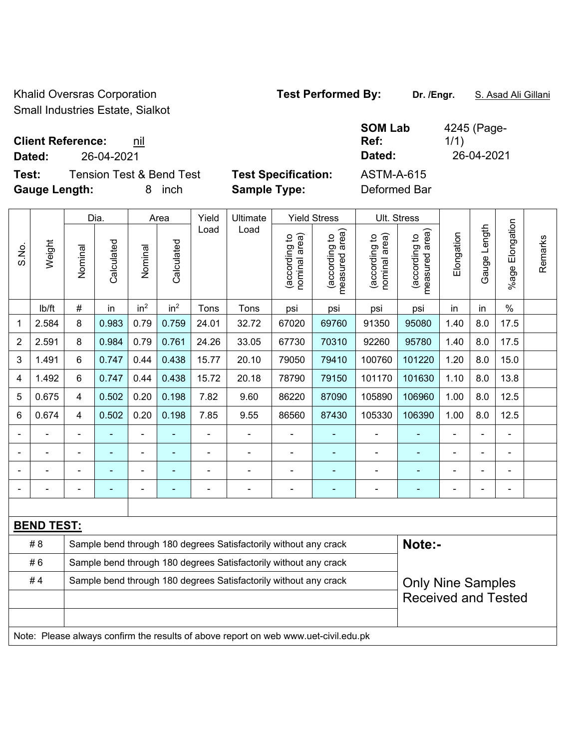Khalid Oversras Corporation
Small Industries Estate, Sialkot

**Test Performed By:** **Dr. /Engr.** S. Asad Ali Gillani

**Client Reference:** nil
**Dated:** 26-04-2021

**SOM Lab Ref:** 4245 (Page-1/1)
**Dated:** 26-04-2021

**Test:** Tension Test & Bend Test
**Gauge Length:** 8 inch

**Test Specification:** ASTM-A-615
**Sample Type:** Deformed Bar

| S.No. | Weight | Dia. | | Area | | Yield Load | Ultimate Load | Yield Stress | | Ult. Stress | | Elongation | Gauge Length | %age Elongation | Remarks |
|---|---|---|---|---|---|---|---|---|---|---|---|---|---|---|---|
| | | Nominal | Calculated | Nominal | Calculated | | | (according to nominal area) | (according to measured area) | (according to nominal area) | (according to measured area) | | | | |
| | lb/ft | # | in | $in^2$ | $in^2$ | Tons | Tons | psi | psi | psi | psi | in | in | % | |
| 1 | 2.584 | 8 | 0.983 | 0.79 | 0.759 | 24.01 | 32.72 | 67020 | 69760 | 91350 | 95080 | 1.40 | 8.0 | 17.5 | |
| 2 | 2.591 | 8 | 0.984 | 0.79 | 0.761 | 24.26 | 33.05 | 67730 | 70310 | 92260 | 95780 | 1.40 | 8.0 | 17.5 | |
| 3 | 1.491 | 6 | 0.747 | 0.44 | 0.438 | 15.77 | 20.10 | 79050 | 79410 | 100760 | 101220 | 1.20 | 8.0 | 15.0 | |
| 4 | 1.492 | 6 | 0.747 | 0.44 | 0.438 | 15.72 | 20.18 | 78790 | 79150 | 101170 | 101630 | 1.10 | 8.0 | 13.8 | |
| 5 | 0.675 | 4 | 0.502 | 0.20 | 0.198 | 7.82 | 9.60 | 86220 | 87090 | 105890 | 106960 | 1.00 | 8.0 | 12.5 | |
| 6 | 0.674 | 4 | 0.502 | 0.20 | 0.198 | 7.85 | 9.55 | 86560 | 87430 | 105330 | 106390 | 1.00 | 8.0 | 12.5 | |
| - | - | - | - | - | - | - | - | - | - | - | - | - | - | - | |
| - | - | - | - | - | - | - | - | - | - | - | - | - | - | - | |
| - | - | - | - | - | - | - | - | - | - | - | - | - | - | - | |
| - | - | - | - | - | - | - | - | - | - | - | - | - | - | - | |

**BEND TEST:**

| | | |
|---|---|---|
| # 8 | Sample bend through 180 degrees Satisfactorily without any crack | **Note:-** |
| # 6 | Sample bend through 180 degrees Satisfactorily without any crack | |
| # 4 | Sample bend through 180 degrees Satisfactorily without any crack | Only Nine Samples Received and Tested |

Note: Please always confirm the results of above report on web www.uet-civil.edu.pk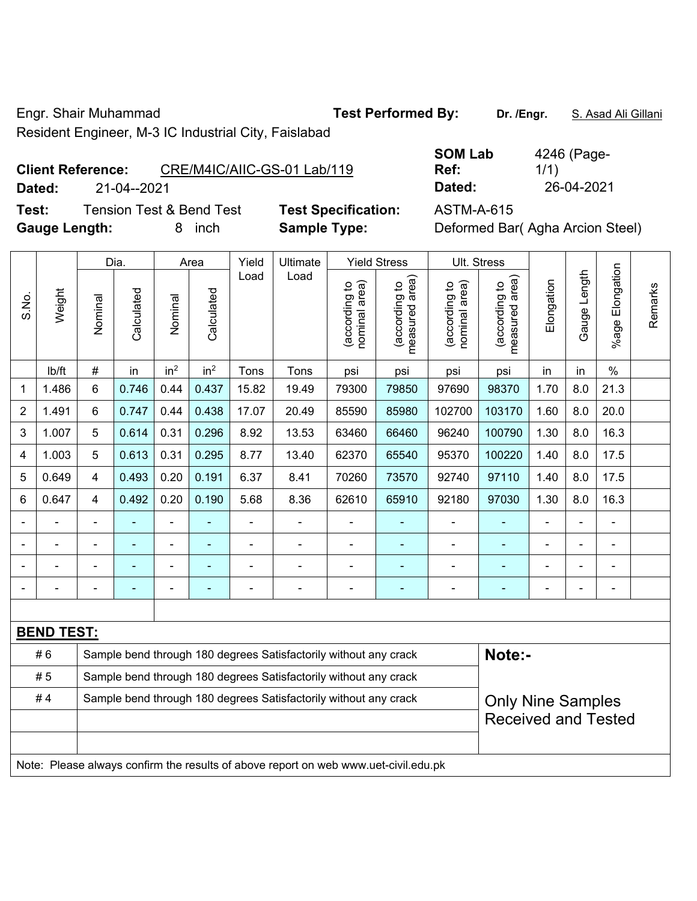Engr. Shair Muhammad | **Test Performed By:** **Dr. /Engr.** S. Asad Ali Gillani

Resident Engineer, M-3 IC Industrial City, Faislabad

**Client Reference:** CRE/M4IC/AIIC-GS-01 Lab/119 | **SOM Lab Ref:** 4246 (Page-1/1)

**Dated:** 21-04--2021 | **Dated:** 26-04-2021

**Test:** Tension Test & Bend Test | **Test Specification:** ASTM-A-615

**Gauge Length:** 8 inch | **Sample Type:** Deformed Bar( Agha Arcion Steel)

| S.No. | Weight | Dia. | | Area | | Yield Load | Ultimate Load | Yield Stress | | Ult. Stress | | Elongation | Gauge Length | %age Elongation | Remarks |
|---|---|---|---|---|---|---|---|---|---|---|---|---|---|---|---|
| | | Nominal | Calculated | Nominal | Calculated | | | (according to nominal area) | (according to measured area) | (according to nominal area) | (according to measured area) | | | | |
| | lb/ft | # | in | $in^2$ | $in^2$ | Tons | Tons | psi | psi | psi | psi | in | in | % | |
| 1 | 1.486 | 6 | 0.746 | 0.44 | 0.437 | 15.82 | 19.49 | 79300 | 79850 | 97690 | 98370 | 1.70 | 8.0 | 21.3 | |
| 2 | 1.491 | 6 | 0.747 | 0.44 | 0.438 | 17.07 | 20.49 | 85590 | 85980 | 102700 | 103170 | 1.60 | 8.0 | 20.0 | |
| 3 | 1.007 | 5 | 0.614 | 0.31 | 0.296 | 8.92 | 13.53 | 63460 | 66460 | 96240 | 100790 | 1.30 | 8.0 | 16.3 | |
| 4 | 1.003 | 5 | 0.613 | 0.31 | 0.295 | 8.77 | 13.40 | 62370 | 65540 | 95370 | 100220 | 1.40 | 8.0 | 17.5 | |
| 5 | 0.649 | 4 | 0.493 | 0.20 | 0.191 | 6.37 | 8.41 | 70260 | 73570 | 92740 | 97110 | 1.40 | 8.0 | 17.5 | |
| 6 | 0.647 | 4 | 0.492 | 0.20 | 0.190 | 5.68 | 8.36 | 62610 | 65910 | 92180 | 97030 | 1.30 | 8.0 | 16.3 | |
| - | - | - | - | - | - | - | - | - | - | - | - | - | - | - | |
| - | - | - | - | - | - | - | - | - | - | - | - | - | - | - | |
| - | - | - | - | - | - | - | - | - | - | - | - | - | - | - | |
| - | - | - | - | - | - | - | - | - | - | - | - | - | - | - | |

**BEND TEST:**

| | | |
|---|---|---|
| # 6 | Sample bend through 180 degrees Satisfactorily without any crack | **Note:-** |
| # 5 | Sample bend through 180 degrees Satisfactorily without any crack | |
| # 4 | Sample bend through 180 degrees Satisfactorily without any crack | Only Nine Samples Received and Tested |

Note: Please always confirm the results of above report on web www.uet-civil.edu.pk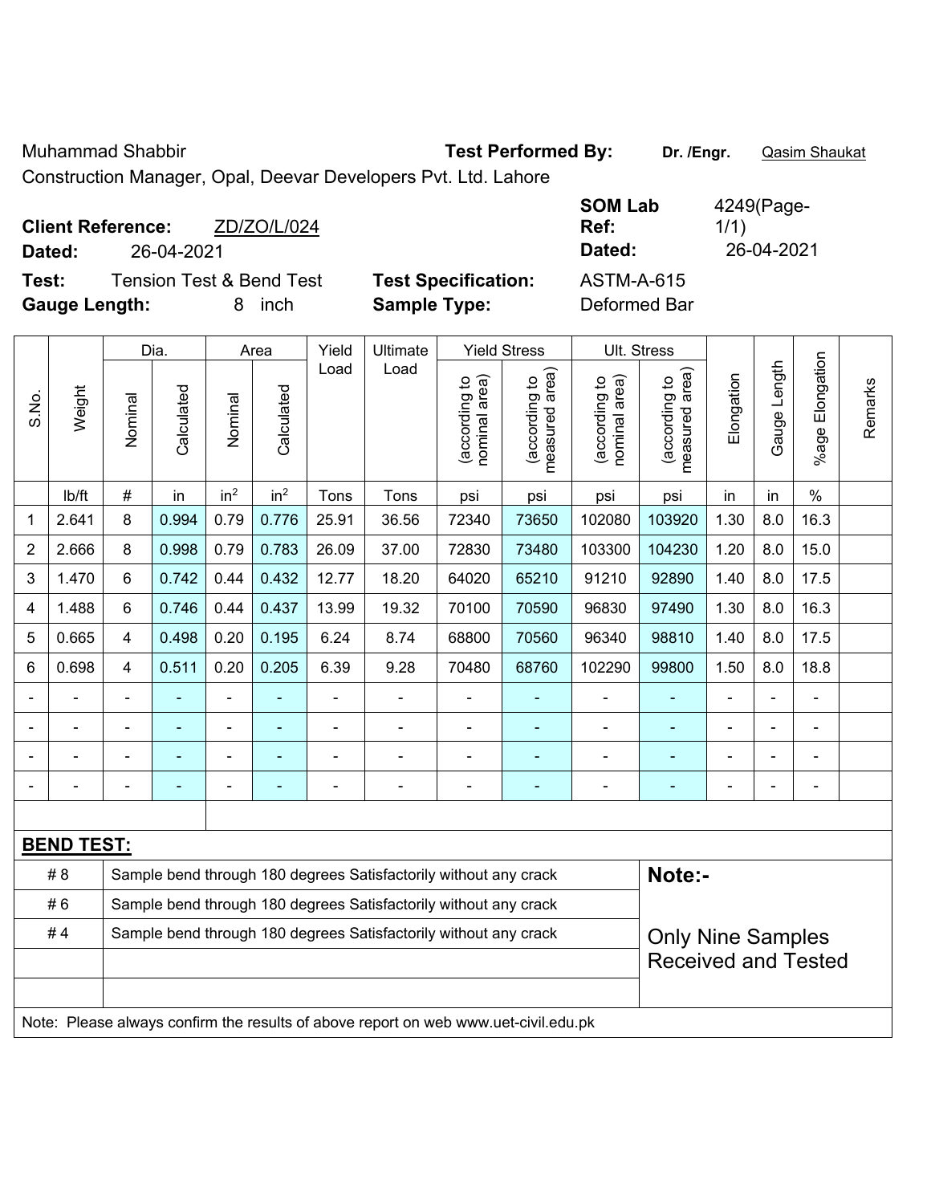Muhammad Shabbir

Construction Manager, Opal, Deevar Developers Pvt. Ltd. Lahore

**Test Performed By:** **Dr. /Engr.** Qasim Shaukat

**Client Reference:** ZD/ZO/L/024

**Dated:** 26-04-2021

**SOM Lab Ref:** 4249(Page-1/1)

**Dated:** 26-04-2021

**Test:** Tension Test & Bend Test

**Test Specification:** ASTM-A-615

**Gauge Length:** 8 inch

**Sample Type:** Deformed Bar

| S.No. | Weight | Dia. | | Area | | Yield Load | Ultimate Load | Yield Stress | | Ult. Stress | | Elongation | Gauge Length | %age Elongation | Remarks |
|---|---|---|---|---|---|---|---|---|---|---|---|---|---|---|---|
| | | Nominal | Calculated | Nominal | Calculated | | | (according to nominal area) | (according to measured area) | (according to nominal area) | (according to measured area) | | | | |
| | lb/ft | # | in | $in^2$ | $in^2$ | Tons | Tons | psi | psi | psi | psi | in | in | % | |
| 1 | 2.641 | 8 | 0.994 | 0.79 | 0.776 | 25.91 | 36.56 | 72340 | 73650 | 102080 | 103920 | 1.30 | 8.0 | 16.3 | |
| 2 | 2.666 | 8 | 0.998 | 0.79 | 0.783 | 26.09 | 37.00 | 72830 | 73480 | 103300 | 104230 | 1.20 | 8.0 | 15.0 | |
| 3 | 1.470 | 6 | 0.742 | 0.44 | 0.432 | 12.77 | 18.20 | 64020 | 65210 | 91210 | 92890 | 1.40 | 8.0 | 17.5 | |
| 4 | 1.488 | 6 | 0.746 | 0.44 | 0.437 | 13.99 | 19.32 | 70100 | 70590 | 96830 | 97490 | 1.30 | 8.0 | 16.3 | |
| 5 | 0.665 | 4 | 0.498 | 0.20 | 0.195 | 6.24 | 8.74 | 68800 | 70560 | 96340 | 98810 | 1.40 | 8.0 | 17.5 | |
| 6 | 0.698 | 4 | 0.511 | 0.20 | 0.205 | 6.39 | 9.28 | 70480 | 68760 | 102290 | 99800 | 1.50 | 8.0 | 18.8 | |
| - | - | - | - | - | - | - | - | - | - | - | - | - | - | - | |
| - | - | - | - | - | - | - | - | - | - | - | - | - | - | - | |
| - | - | - | - | - | - | - | - | - | - | - | - | - | - | - | |
| - | - | - | - | - | - | - | - | - | - | - | - | - | - | - | |

**BEND TEST:**

| | | |
|---|---|---|
| # 8 | Sample bend through 180 degrees Satisfactorily without any crack | **Note:-** |
| # 6 | Sample bend through 180 degrees Satisfactorily without any crack | |
| # 4 | Sample bend through 180 degrees Satisfactorily without any crack | Only Nine Samples Received and Tested |
| | | |
| | | |

Note: Please always confirm the results of above report on web www.uet-civil.edu.pk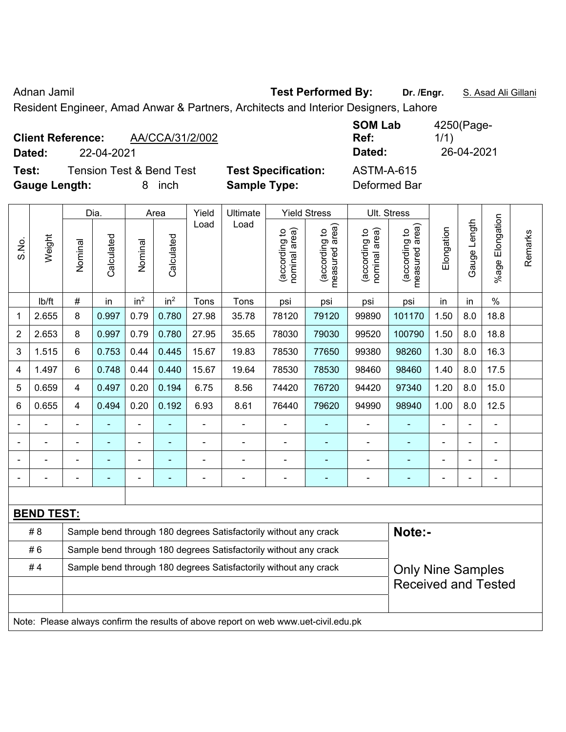Adnan Jamil **Test Performed By:** **Dr. /Engr.** S. Asad Ali Gillani

Resident Engineer, Amad Anwar & Partners, Architects and Interior Designers, Lahore

**Client Reference:** AA/CCA/31/2/002 **SOM Lab Ref:** 4250(Page-1/1)

**Dated:** 22-04-2021 **Dated:** 26-04-2021

**Test:** Tension Test & Bend Test **Test Specification:** ASTM-A-615

**Gauge Length:** 8 inch **Sample Type:** Deformed Bar

| S.No. | Weight | Dia. | | Area | | Yield Load | Ultimate Load | Yield Stress | | Ult. Stress | | Elongation | Gauge Length | %age Elongation | Remarks |
|---|---|---|---|---|---|---|---|---|---|---|---|---|---|---|---|
| | | Nominal | Calculated | Nominal | Calculated | | | (according to nominal area) | (according to measured area) | (according to nominal area) | (according to measured area) | | | | |
| | lb/ft | # | in | in$^2$ | in$^2$ | Tons | Tons | psi | psi | psi | psi | in | in | % | |
| 1 | 2.655 | 8 | 0.997 | 0.79 | 0.780 | 27.98 | 35.78 | 78120 | 79120 | 99890 | 101170 | 1.50 | 8.0 | 18.8 | |
| 2 | 2.653 | 8 | 0.997 | 0.79 | 0.780 | 27.95 | 35.65 | 78030 | 79030 | 99520 | 100790 | 1.50 | 8.0 | 18.8 | |
| 3 | 1.515 | 6 | 0.753 | 0.44 | 0.445 | 15.67 | 19.83 | 78530 | 77650 | 99380 | 98260 | 1.30 | 8.0 | 16.3 | |
| 4 | 1.497 | 6 | 0.748 | 0.44 | 0.440 | 15.67 | 19.64 | 78530 | 78530 | 98460 | 98460 | 1.40 | 8.0 | 17.5 | |
| 5 | 0.659 | 4 | 0.497 | 0.20 | 0.194 | 6.75 | 8.56 | 74420 | 76720 | 94420 | 97340 | 1.20 | 8.0 | 15.0 | |
| 6 | 0.655 | 4 | 0.494 | 0.20 | 0.192 | 6.93 | 8.61 | 76440 | 79620 | 94990 | 98940 | 1.00 | 8.0 | 12.5 | |
| - | - | - | - | - | - | - | - | - | - | - | - | - | - | - | |
| - | - | - | - | - | - | - | - | - | - | - | - | - | - | - | |
| - | - | - | - | - | - | - | - | - | - | - | - | - | - | - | |
| - | - | - | - | - | - | - | - | - | - | - | - | - | - | - | |

**BEND TEST:**

| | | |
|---|---|---|
| # 8 | Sample bend through 180 degrees Satisfactorily without any crack | **Note:-** |
| # 6 | Sample bend through 180 degrees Satisfactorily without any crack | |
| # 4 | Sample bend through 180 degrees Satisfactorily without any crack | Only Nine Samples Received and Tested |

Note: Please always confirm the results of above report on web www.uet-civil.edu.pk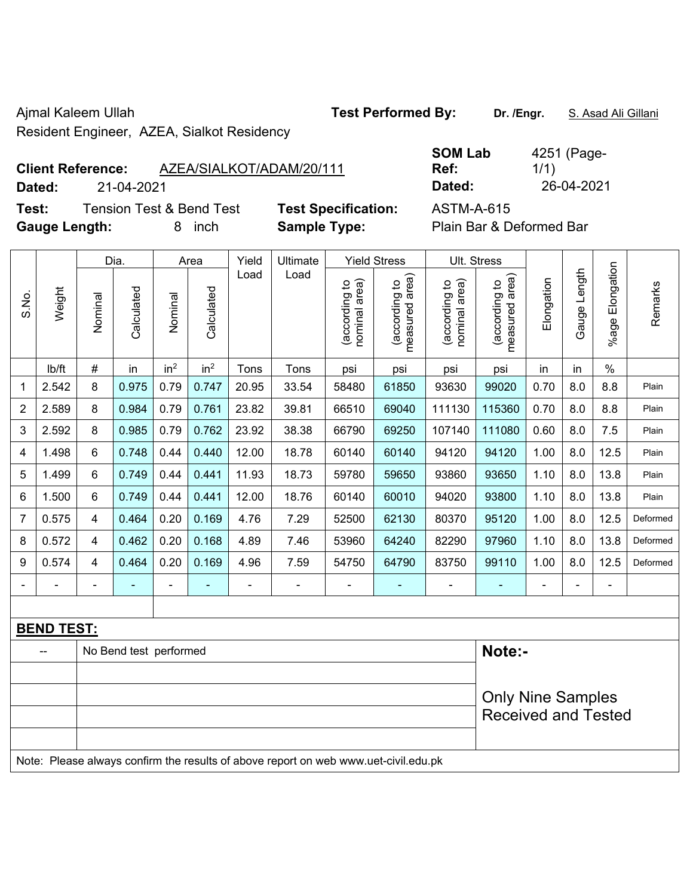Ajmal Kaleem Ullah

Resident Engineer, AZEA, Sialkot Residency

**Test Performed By:** **Dr. /Engr.** S. Asad Ali Gillani

**Client Reference:** AZEA/SIALKOT/ADAM/20/111

**Dated:** 21-04-2021

**SOM Lab Ref:** 4251 (Page-1/1)

**Dated:** 26-04-2021

**Test:** Tension Test & Bend Test

**Test Specification:** ASTM-A-615

**Gauge Length:** 8 inch

**Sample Type:** Plain Bar & Deformed Bar

| S.No. | Weight | Dia. | | Area | | Yield Load | Ultimate Load | Yield Stress | | Ult. Stress | | Elongation | Gauge Length | %age Elongation | Remarks |
|---|---|---|---|---|---|---|---|---|---|---|---|---|---|---|---|
| | | Nominal | Calculated | Nominal | Calculated | | | (according to nominal area) | (according to measured area) | (according to nominal area) | (according to measured area) | | | | |
| | lb/ft | # | in | $in^2$ | $in^2$ | Tons | Tons | psi | psi | psi | psi | in | in | % | |
| 1 | 2.542 | 8 | 0.975 | 0.79 | 0.747 | 20.95 | 33.54 | 58480 | 61850 | 93630 | 99020 | 0.70 | 8.0 | 8.8 | Plain |
| 2 | 2.589 | 8 | 0.984 | 0.79 | 0.761 | 23.82 | 39.81 | 66510 | 69040 | 111130 | 115360 | 0.70 | 8.0 | 8.8 | Plain |
| 3 | 2.592 | 8 | 0.985 | 0.79 | 0.762 | 23.92 | 38.38 | 66790 | 69250 | 107140 | 111080 | 0.60 | 8.0 | 7.5 | Plain |
| 4 | 1.498 | 6 | 0.748 | 0.44 | 0.440 | 12.00 | 18.78 | 60140 | 60140 | 94120 | 94120 | 1.00 | 8.0 | 12.5 | Plain |
| 5 | 1.499 | 6 | 0.749 | 0.44 | 0.441 | 11.93 | 18.73 | 59780 | 59650 | 93860 | 93650 | 1.10 | 8.0 | 13.8 | Plain |
| 6 | 1.500 | 6 | 0.749 | 0.44 | 0.441 | 12.00 | 18.76 | 60140 | 60010 | 94020 | 93800 | 1.10 | 8.0 | 13.8 | Plain |
| 7 | 0.575 | 4 | 0.464 | 0.20 | 0.169 | 4.76 | 7.29 | 52500 | 62130 | 80370 | 95120 | 1.00 | 8.0 | 12.5 | Deformed |
| 8 | 0.572 | 4 | 0.462 | 0.20 | 0.168 | 4.89 | 7.46 | 53960 | 64240 | 82290 | 97960 | 1.10 | 8.0 | 13.8 | Deformed |
| 9 | 0.574 | 4 | 0.464 | 0.20 | 0.169 | 4.96 | 7.59 | 54750 | 64790 | 83750 | 99110 | 1.00 | 8.0 | 12.5 | Deformed |
| - | - | - | - | - | - | - | - | - | - | - | - | - | - | - | |

**BEND TEST:**

| | | |
|---|---|---|
| -- | No Bend test performed | **Note:-** Only Nine Samples Received and Tested |

Note: Please always confirm the results of above report on web www.uet-civil.edu.pk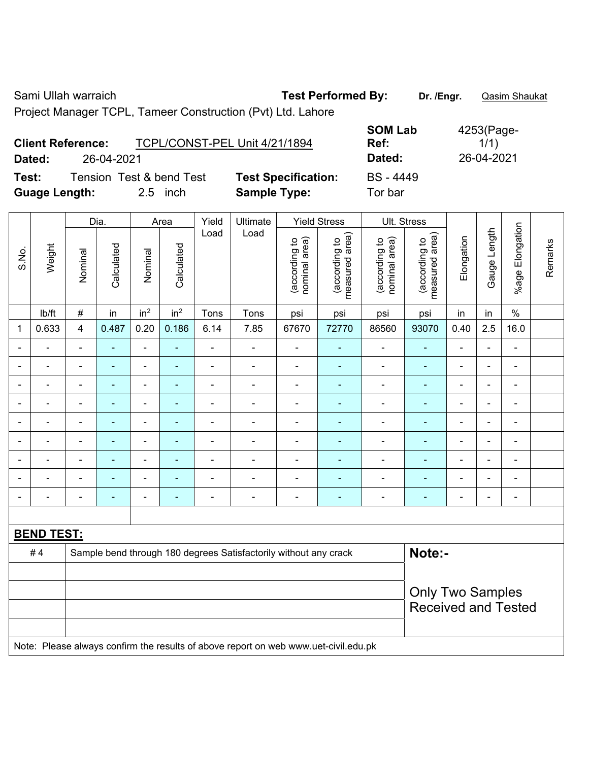Sami Ullah warraich **Test Performed By:** **Dr. /Engr.** Qasim Shaukat

Project Manager TCPL, Tameer Construction (Pvt) Ltd. Lahore

**Client Reference:** TCPL/CONST-PEL Unit 4/21/1894 **SOM Lab Ref:** 4253(Page-1/1)

**Dated:** 26-04-2021 **Dated:** 26-04-2021

**Test:** Tension Test & bend Test **Test Specification:** BS - 4449

**Guage Length:** 2.5 inch **Sample Type:** Tor bar

| S.No. | Weight | Dia. | | Area | | Yield Load | Ultimate Load | Yield Stress | | Ult. Stress | | Elongation | Gauge Length | %age Elongation | Remarks |
|---|---|---|---|---|---|---|---|---|---|---|---|---|---|---|---|
| | | Nominal | Calculated | Nominal | Calculated | | | (according to nominal area) | (according to measured area) | (according to nominal area) | (according to measured area) | | | | |
| | lb/ft | # | in | in² | in² | Tons | Tons | psi | psi | psi | psi | in | in | % | |
| 1 | 0.633 | 4 | 0.487 | 0.20 | 0.186 | 6.14 | 7.85 | 67670 | 72770 | 86560 | 93070 | 0.40 | 2.5 | 16.0 | |
| - | - | - | - | - | - | - | - | - | - | - | - | - | - | - | |
| - | - | - | - | - | - | - | - | - | - | - | - | - | - | - | |
| - | - | - | - | - | - | - | - | - | - | - | - | - | - | - | |
| - | - | - | - | - | - | - | - | - | - | - | - | - | - | - | |
| - | - | - | - | - | - | - | - | - | - | - | - | - | - | - | |
| - | - | - | - | - | - | - | - | - | - | - | - | - | - | - | |
| - | - | - | - | - | - | - | - | - | - | - | - | - | - | - | |
| - | - | - | - | - | - | - | - | - | - | - | - | - | - | - | |
| - | - | - | - | - | - | - | - | - | - | - | - | - | - | - | |

**BEND TEST:**

| | | |
|---|---|---|
| # 4 | Sample bend through 180 degrees Satisfactorily without any crack | **Note:-** Only Two Samples Received and Tested |

Note: Please always confirm the results of above report on web www.uet-civil.edu.pk